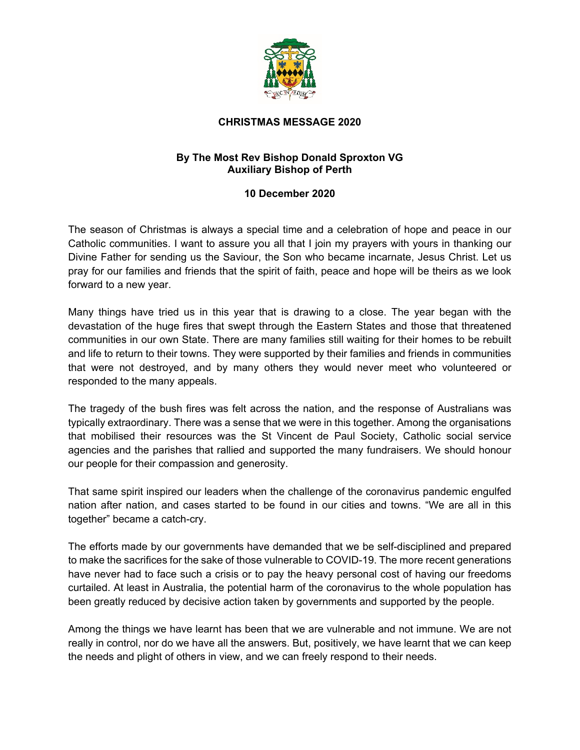**CHRISTMAS MESSAGE 2020**

**By The Most Rev Bishop Donald Sproxton VG**
**Auxiliary Bishop of Perth**

**10 December 2020**

The season of Christmas is always a special time and a celebration of hope and peace in our Catholic communities. I want to assure you all that I join my prayers with yours in thanking our Divine Father for sending us the Saviour, the Son who became incarnate, Jesus Christ. Let us pray for our families and friends that the spirit of faith, peace and hope will be theirs as we look forward to a new year.

Many things have tried us in this year that is drawing to a close. The year began with the devastation of the huge fires that swept through the Eastern States and those that threatened communities in our own State. There are many families still waiting for their homes to be rebuilt and life to return to their towns. They were supported by their families and friends in communities that were not destroyed, and by many others they would never meet who volunteered or responded to the many appeals.

The tragedy of the bush fires was felt across the nation, and the response of Australians was typically extraordinary. There was a sense that we were in this together. Among the organisations that mobilised their resources was the St Vincent de Paul Society, Catholic social service agencies and the parishes that rallied and supported the many fundraisers. We should honour our people for their compassion and generosity.

That same spirit inspired our leaders when the challenge of the coronavirus pandemic engulfed nation after nation, and cases started to be found in our cities and towns. "We are all in this together" became a catch-cry.

The efforts made by our governments have demanded that we be self-disciplined and prepared to make the sacrifices for the sake of those vulnerable to COVID-19. The more recent generations have never had to face such a crisis or to pay the heavy personal cost of having our freedoms curtailed. At least in Australia, the potential harm of the coronavirus to the whole population has been greatly reduced by decisive action taken by governments and supported by the people.

Among the things we have learnt has been that we are vulnerable and not immune. We are not really in control, nor do we have all the answers. But, positively, we have learnt that we can keep the needs and plight of others in view, and we can freely respond to their needs.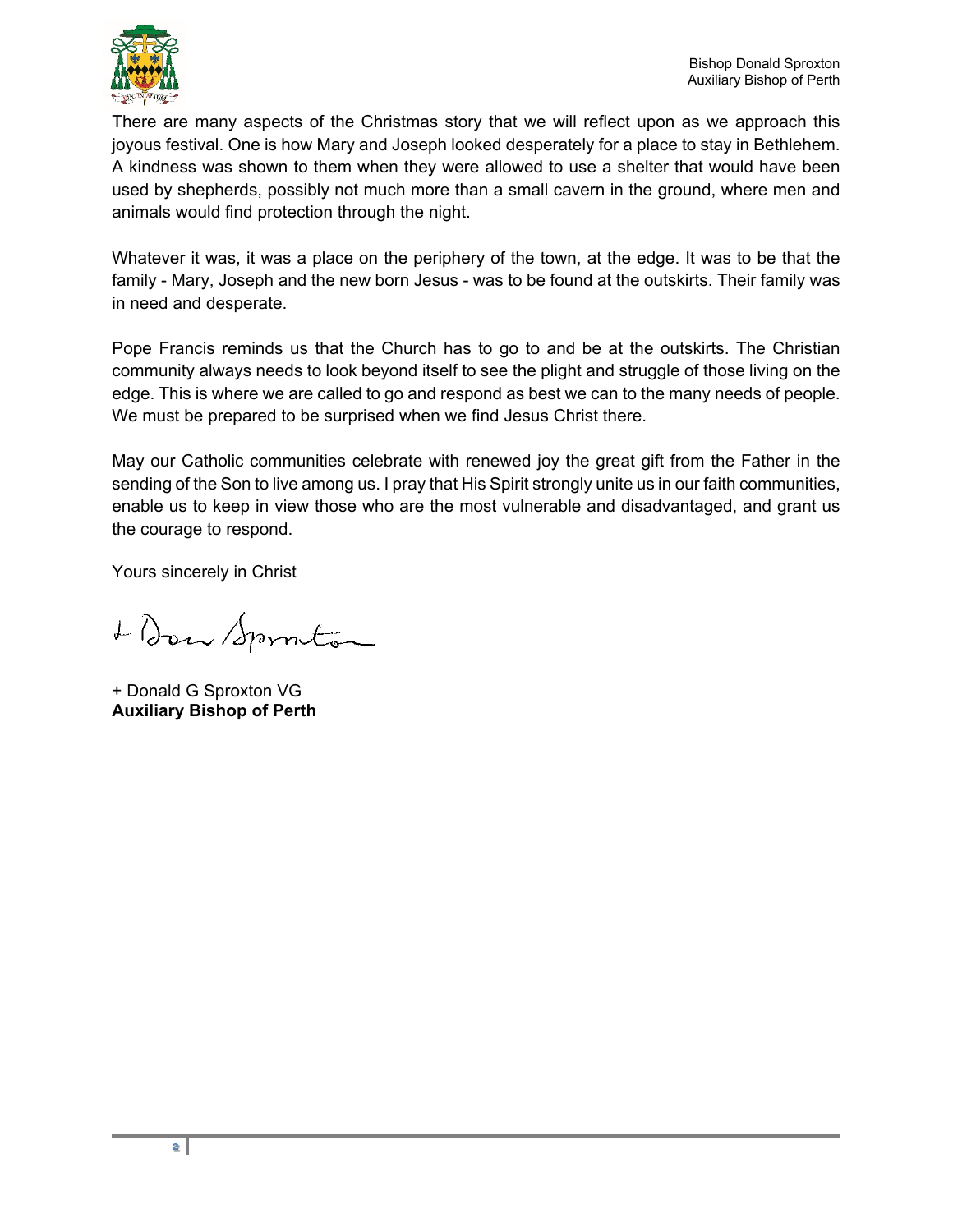There are many aspects of the Christmas story that we will reflect upon as we approach this joyous festival. One is how Mary and Joseph looked desperately for a place to stay in Bethlehem. A kindness was shown to them when they were allowed to use a shelter that would have been used by shepherds, possibly not much more than a small cavern in the ground, where men and animals would find protection through the night.

Whatever it was, it was a place on the periphery of the town, at the edge. It was to be that the family - Mary, Joseph and the new born Jesus - was to be found at the outskirts. Their family was in need and desperate.

Pope Francis reminds us that the Church has to go to and be at the outskirts. The Christian community always needs to look beyond itself to see the plight and struggle of those living on the edge. This is where we are called to go and respond as best we can to the many needs of people. We must be prepared to be surprised when we find Jesus Christ there.

May our Catholic communities celebrate with renewed joy the great gift from the Father in the sending of the Son to live among us. I pray that His Spirit strongly unite us in our faith communities, enable us to keep in view those who are the most vulnerable and disadvantaged, and grant us the courage to respond.

Yours sincerely in Christ

+ Don Sproxton

+ Donald G Sproxton VG
**Auxiliary Bishop of Perth**